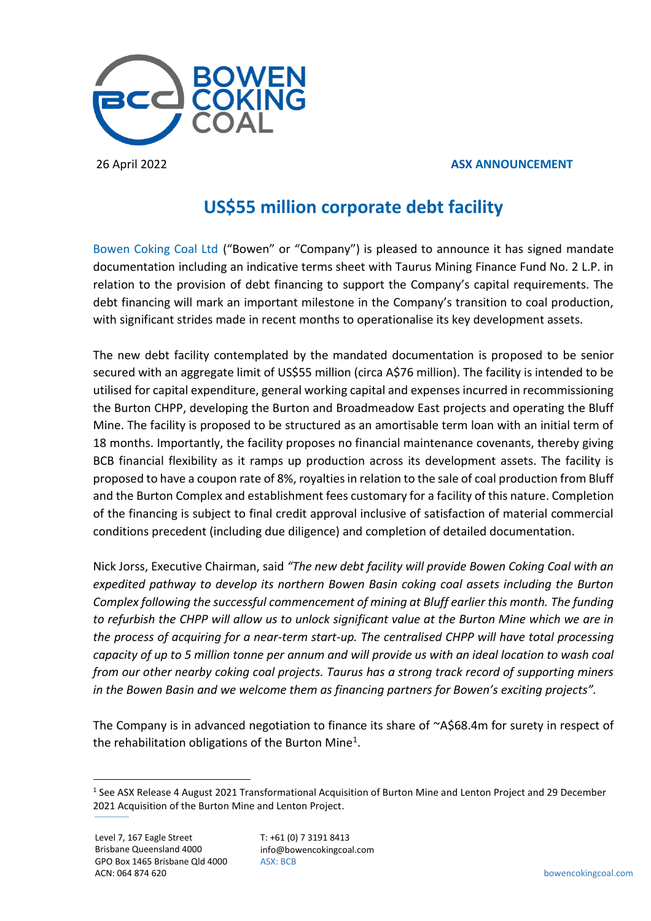26 April 2022

**ASX ANNOUNCEMENT**

# US$55 million corporate debt facility

Bowen Coking Coal Ltd ("Bowen" or "Company") is pleased to announce it has signed mandate documentation including an indicative terms sheet with Taurus Mining Finance Fund No. 2 L.P. in relation to the provision of debt financing to support the Company's capital requirements. The debt financing will mark an important milestone in the Company's transition to coal production, with significant strides made in recent months to operationalise its key development assets.

The new debt facility contemplated by the mandated documentation is proposed to be senior secured with an aggregate limit of US$55 million (circa A$76 million). The facility is intended to be utilised for capital expenditure, general working capital and expenses incurred in recommissioning the Burton CHPP, developing the Burton and Broadmeadow East projects and operating the Bluff Mine. The facility is proposed to be structured as an amortisable term loan with an initial term of 18 months. Importantly, the facility proposes no financial maintenance covenants, thereby giving BCB financial flexibility as it ramps up production across its development assets. The facility is proposed to have a coupon rate of 8%, royalties in relation to the sale of coal production from Bluff and the Burton Complex and establishment fees customary for a facility of this nature. Completion of the financing is subject to final credit approval inclusive of satisfaction of material commercial conditions precedent (including due diligence) and completion of detailed documentation.

Nick Jorss, Executive Chairman, said *"The new debt facility will provide Bowen Coking Coal with an expedited pathway to develop its northern Bowen Basin coking coal assets including the Burton Complex following the successful commencement of mining at Bluff earlier this month. The funding to refurbish the CHPP will allow us to unlock significant value at the Burton Mine which we are in the process of acquiring for a near-term start-up. The centralised CHPP will have total processing capacity of up to 5 million tonne per annum and will provide us with an ideal location to wash coal from our other nearby coking coal projects. Taurus has a strong track record of supporting miners in the Bowen Basin and we welcome them as financing partners for Bowen's exciting projects".*

The Company is in advanced negotiation to finance its share of ~A$68.4m for surety in respect of the rehabilitation obligations of the Burton Mine[1].

[1] See ASX Release 4 August 2021 Transformational Acquisition of Burton Mine and Lenton Project and 29 December 2021 Acquisition of the Burton Mine and Lenton Project.

Level 7, 167 Eagle Street
Brisbane Queensland 4000
GPO Box 1465 Brisbane Qld 4000
ACN: 064 874 620

T: +61 (0) 7 3191 8413
info@bowencokingcoal.com
ASX: BCB

bowencokingcoal.com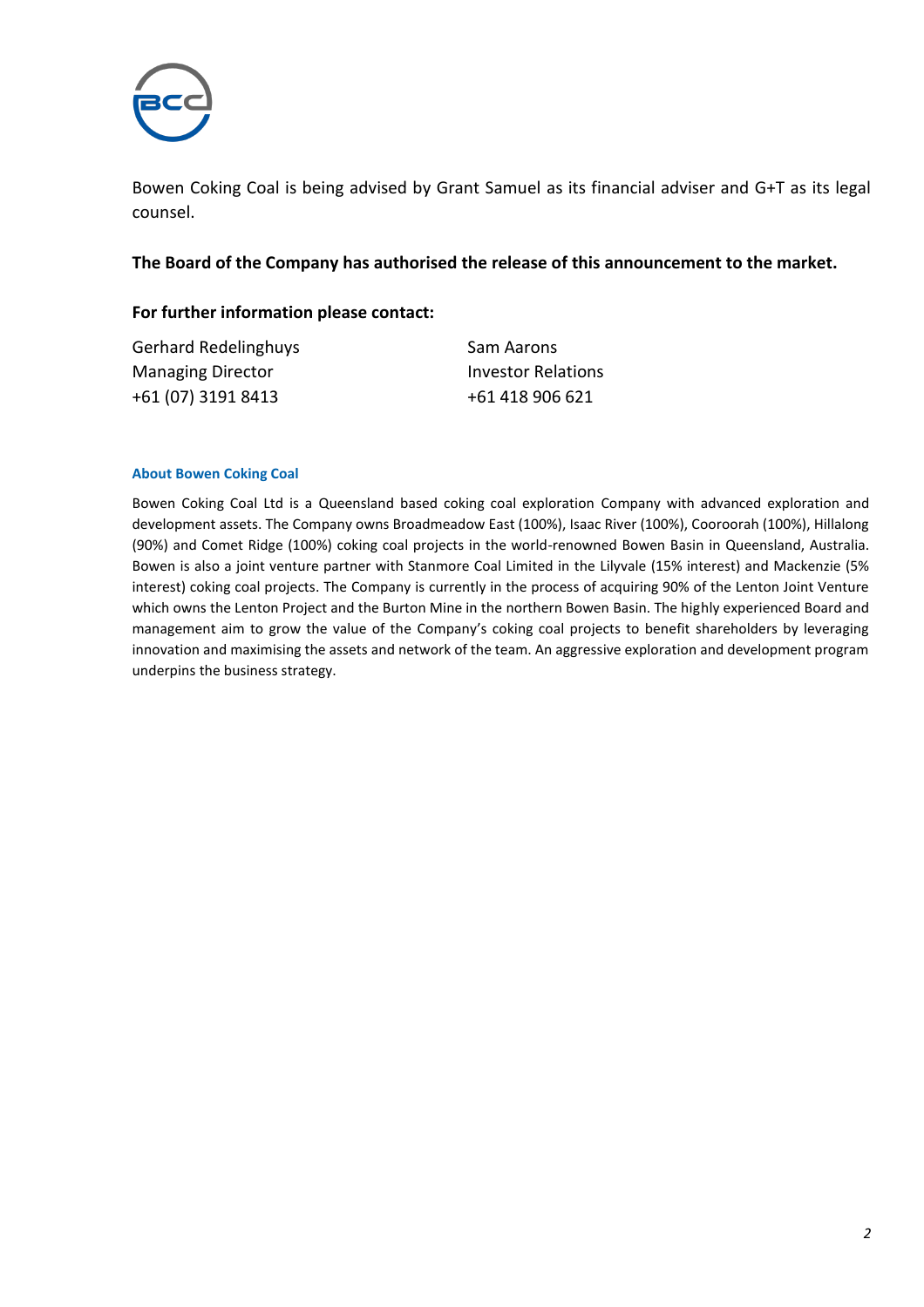Bowen Coking Coal is being advised by Grant Samuel as its financial adviser and G+T as its legal counsel.

**The Board of the Company has authorised the release of this announcement to the market.**

**For further information please contact:**

| | |
|---|---|
| Gerhard Redelinghuys | Sam Aarons |
| Managing Director | Investor Relations |
| +61 (07) 3191 8413 | +61 418 906 621 |

### About Bowen Coking Coal

Bowen Coking Coal Ltd is a Queensland based coking coal exploration Company with advanced exploration and development assets. The Company owns Broadmeadow East (100%), Isaac River (100%), Cooroorah (100%), Hillalong (90%) and Comet Ridge (100%) coking coal projects in the world-renowned Bowen Basin in Queensland, Australia. Bowen is also a joint venture partner with Stanmore Coal Limited in the Lilyvale (15% interest) and Mackenzie (5% interest) coking coal projects. The Company is currently in the process of acquiring 90% of the Lenton Joint Venture which owns the Lenton Project and the Burton Mine in the northern Bowen Basin. The highly experienced Board and management aim to grow the value of the Company's coking coal projects to benefit shareholders by leveraging innovation and maximising the assets and network of the team. An aggressive exploration and development program underpins the business strategy.